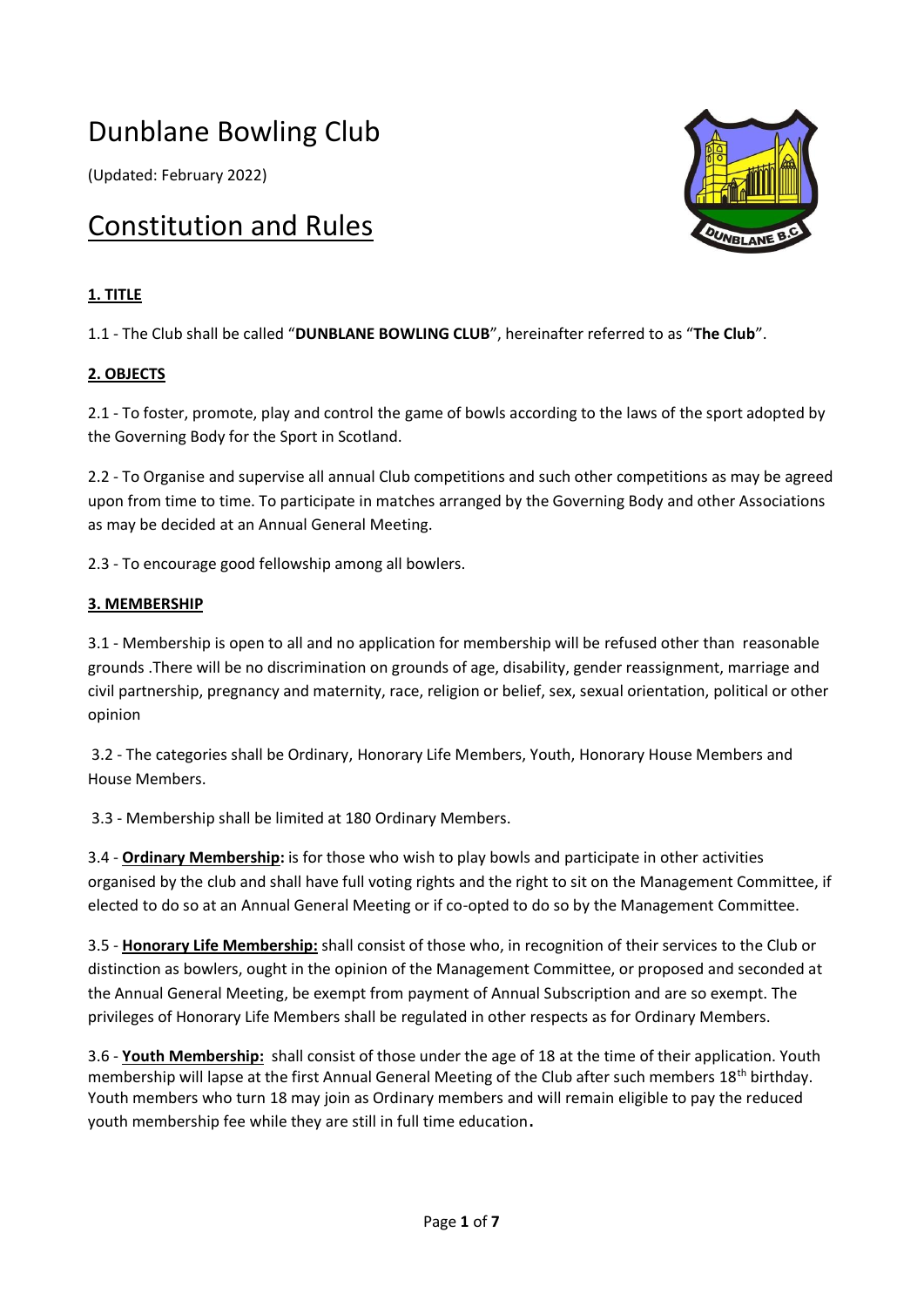# Dunblane Bowling Club

(Updated: February 2022)

## Constitution and Rules

### 1. TITLE

1.1 - The Club shall be called "**DUNBLANE BOWLING CLUB**", hereinafter referred to as "**The Club**".

### 2. OBJECTS

2.1 - To foster, promote, play and control the game of bowls according to the laws of the sport adopted by the Governing Body for the Sport in Scotland.

2.2 - To Organise and supervise all annual Club competitions and such other competitions as may be agreed upon from time to time. To participate in matches arranged by the Governing Body and other Associations as may be decided at an Annual General Meeting.

2.3 - To encourage good fellowship among all bowlers.

### 3. MEMBERSHIP

3.1 - Membership is open to all and no application for membership will be refused other than reasonable grounds .There will be no discrimination on grounds of age, disability, gender reassignment, marriage and civil partnership, pregnancy and maternity, race, religion or belief, sex, sexual orientation, political or other opinion

3.2 - The categories shall be Ordinary, Honorary Life Members, Youth, Honorary House Members and House Members.

3.3 - Membership shall be limited at 180 Ordinary Members.

3.4 - **Ordinary Membership:** is for those who wish to play bowls and participate in other activities organised by the club and shall have full voting rights and the right to sit on the Management Committee, if elected to do so at an Annual General Meeting or if co-opted to do so by the Management Committee.

3.5 - **Honorary Life Membership:** shall consist of those who, in recognition of their services to the Club or distinction as bowlers, ought in the opinion of the Management Committee, or proposed and seconded at the Annual General Meeting, be exempt from payment of Annual Subscription and are so exempt. The privileges of Honorary Life Members shall be regulated in other respects as for Ordinary Members.

3.6 - **Youth Membership:** shall consist of those under the age of 18 at the time of their application. Youth membership will lapse at the first Annual General Meeting of the Club after such members 18th birthday. Youth members who turn 18 may join as Ordinary members and will remain eligible to pay the reduced youth membership fee while they are still in full time education.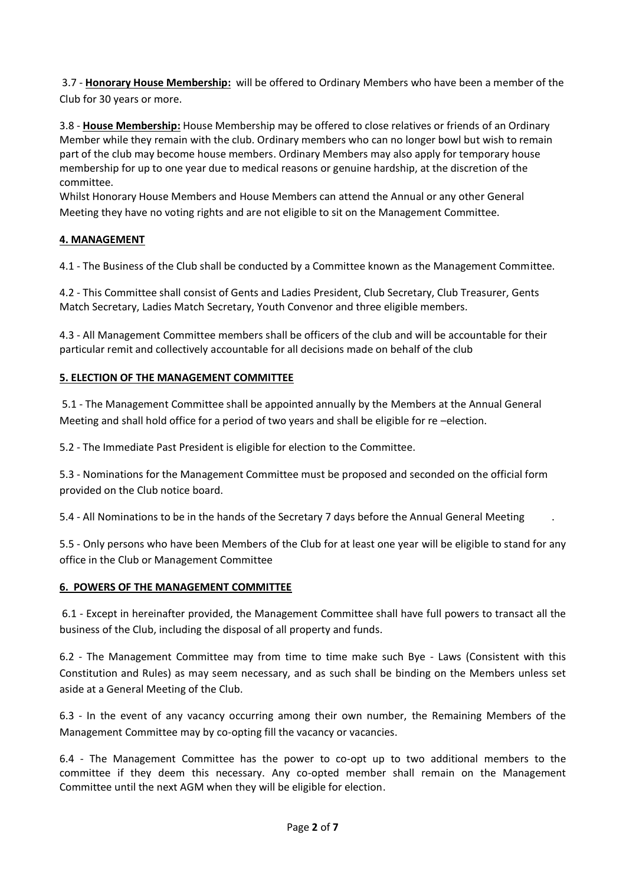3.7 - **Honorary House Membership:** will be offered to Ordinary Members who have been a member of the Club for 30 years or more.

3.8 - **House Membership:** House Membership may be offered to close relatives or friends of an Ordinary Member while they remain with the club. Ordinary members who can no longer bowl but wish to remain part of the club may become house members. Ordinary Members may also apply for temporary house membership for up to one year due to medical reasons or genuine hardship, at the discretion of the committee.
Whilst Honorary House Members and House Members can attend the Annual or any other General Meeting they have no voting rights and are not eligible to sit on the Management Committee.

## 4. MANAGEMENT

4.1 - The Business of the Club shall be conducted by a Committee known as the Management Committee.

4.2 - This Committee shall consist of Gents and Ladies President, Club Secretary, Club Treasurer, Gents Match Secretary, Ladies Match Secretary, Youth Convenor and three eligible members.

4.3 - All Management Committee members shall be officers of the club and will be accountable for their particular remit and collectively accountable for all decisions made on behalf of the club

## 5. ELECTION OF THE MANAGEMENT COMMITTEE

5.1 - The Management Committee shall be appointed annually by the Members at the Annual General Meeting and shall hold office for a period of two years and shall be eligible for re –election.

5.2 - The Immediate Past President is eligible for election to the Committee.

5.3 - Nominations for the Management Committee must be proposed and seconded on the official form provided on the Club notice board.

5.4 - All Nominations to be in the hands of the Secretary 7 days before the Annual General Meeting .

5.5 - Only persons who have been Members of the Club for at least one year will be eligible to stand for any office in the Club or Management Committee

## 6. POWERS OF THE MANAGEMENT COMMITTEE

6.1 - Except in hereinafter provided, the Management Committee shall have full powers to transact all the business of the Club, including the disposal of all property and funds.

6.2 - The Management Committee may from time to time make such Bye - Laws (Consistent with this Constitution and Rules) as may seem necessary, and as such shall be binding on the Members unless set aside at a General Meeting of the Club.

6.3 - In the event of any vacancy occurring among their own number, the Remaining Members of the Management Committee may by co-opting fill the vacancy or vacancies.

6.4 - The Management Committee has the power to co-opt up to two additional members to the committee if they deem this necessary. Any co-opted member shall remain on the Management Committee until the next AGM when they will be eligible for election.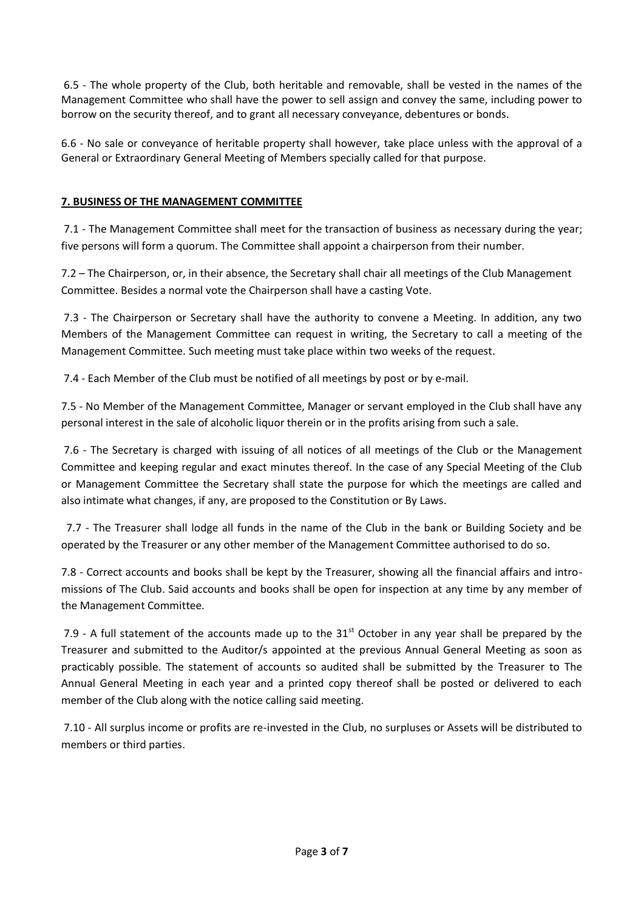6.5 - The whole property of the Club, both heritable and removable, shall be vested in the names of the Management Committee who shall have the power to sell assign and convey the same, including power to borrow on the security thereof, and to grant all necessary conveyance, debentures or bonds.

6.6 - No sale or conveyance of heritable property shall however, take place unless with the approval of a General or Extraordinary General Meeting of Members specially called for that purpose.

## 7. BUSINESS OF THE MANAGEMENT COMMITTEE

7.1 - The Management Committee shall meet for the transaction of business as necessary during the year; five persons will form a quorum. The Committee shall appoint a chairperson from their number.

7.2 – The Chairperson, or, in their absence, the Secretary shall chair all meetings of the Club Management Committee. Besides a normal vote the Chairperson shall have a casting Vote.

7.3 - The Chairperson or Secretary shall have the authority to convene a Meeting. In addition, any two Members of the Management Committee can request in writing, the Secretary to call a meeting of the Management Committee. Such meeting must take place within two weeks of the request.

7.4 - Each Member of the Club must be notified of all meetings by post or by e-mail.

7.5 - No Member of the Management Committee, Manager or servant employed in the Club shall have any personal interest in the sale of alcoholic liquor therein or in the profits arising from such a sale.

7.6 - The Secretary is charged with issuing of all notices of all meetings of the Club or the Management Committee and keeping regular and exact minutes thereof. In the case of any Special Meeting of the Club or Management Committee the Secretary shall state the purpose for which the meetings are called and also intimate what changes, if any, are proposed to the Constitution or By Laws.

7.7 - The Treasurer shall lodge all funds in the name of the Club in the bank or Building Society and be operated by the Treasurer or any other member of the Management Committee authorised to do so.

7.8 - Correct accounts and books shall be kept by the Treasurer, showing all the financial affairs and intro-missions of The Club. Said accounts and books shall be open for inspection at any time by any member of the Management Committee.

7.9 - A full statement of the accounts made up to the 31st October in any year shall be prepared by the Treasurer and submitted to the Auditor/s appointed at the previous Annual General Meeting as soon as practicably possible. The statement of accounts so audited shall be submitted by the Treasurer to The Annual General Meeting in each year and a printed copy thereof shall be posted or delivered to each member of the Club along with the notice calling said meeting.

7.10 - All surplus income or profits are re-invested in the Club, no surpluses or Assets will be distributed to members or third parties.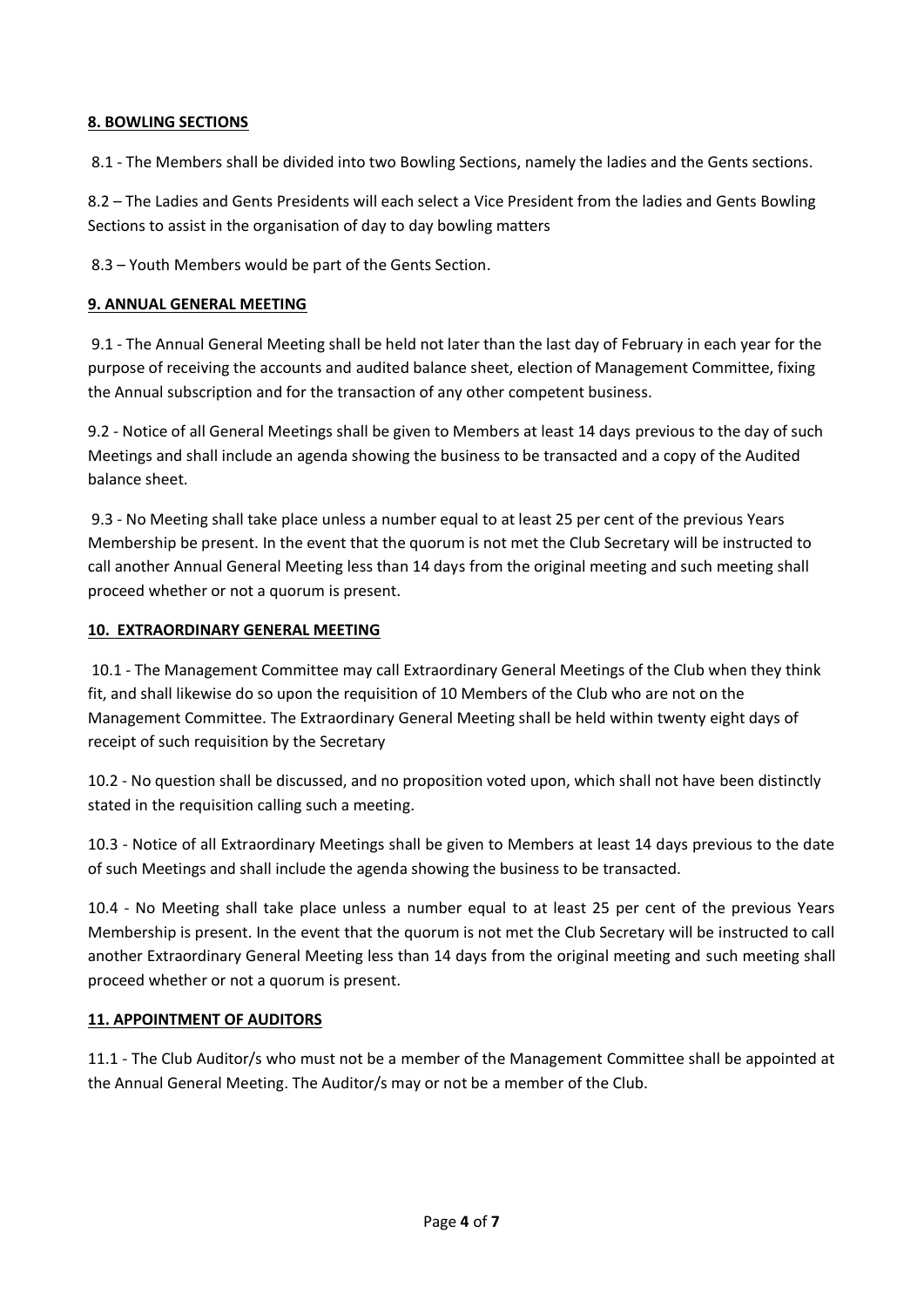## 8. BOWLING SECTIONS

8.1 - The Members shall be divided into two Bowling Sections, namely the ladies and the Gents sections.

8.2 – The Ladies and Gents Presidents will each select a Vice President from the ladies and Gents Bowling Sections to assist in the organisation of day to day bowling matters

8.3 – Youth Members would be part of the Gents Section.

## 9. ANNUAL GENERAL MEETING

9.1 - The Annual General Meeting shall be held not later than the last day of February in each year for the purpose of receiving the accounts and audited balance sheet, election of Management Committee, fixing the Annual subscription and for the transaction of any other competent business.

9.2 - Notice of all General Meetings shall be given to Members at least 14 days previous to the day of such Meetings and shall include an agenda showing the business to be transacted and a copy of the Audited balance sheet.

9.3 - No Meeting shall take place unless a number equal to at least 25 per cent of the previous Years Membership be present. In the event that the quorum is not met the Club Secretary will be instructed to call another Annual General Meeting less than 14 days from the original meeting and such meeting shall proceed whether or not a quorum is present.

## 10. EXTRAORDINARY GENERAL MEETING

10.1 - The Management Committee may call Extraordinary General Meetings of the Club when they think fit, and shall likewise do so upon the requisition of 10 Members of the Club who are not on the Management Committee. The Extraordinary General Meeting shall be held within twenty eight days of receipt of such requisition by the Secretary

10.2 - No question shall be discussed, and no proposition voted upon, which shall not have been distinctly stated in the requisition calling such a meeting.

10.3 - Notice of all Extraordinary Meetings shall be given to Members at least 14 days previous to the date of such Meetings and shall include the agenda showing the business to be transacted.

10.4 - No Meeting shall take place unless a number equal to at least 25 per cent of the previous Years Membership is present. In the event that the quorum is not met the Club Secretary will be instructed to call another Extraordinary General Meeting less than 14 days from the original meeting and such meeting shall proceed whether or not a quorum is present.

## 11. APPOINTMENT OF AUDITORS

11.1 - The Club Auditor/s who must not be a member of the Management Committee shall be appointed at the Annual General Meeting. The Auditor/s may or not be a member of the Club.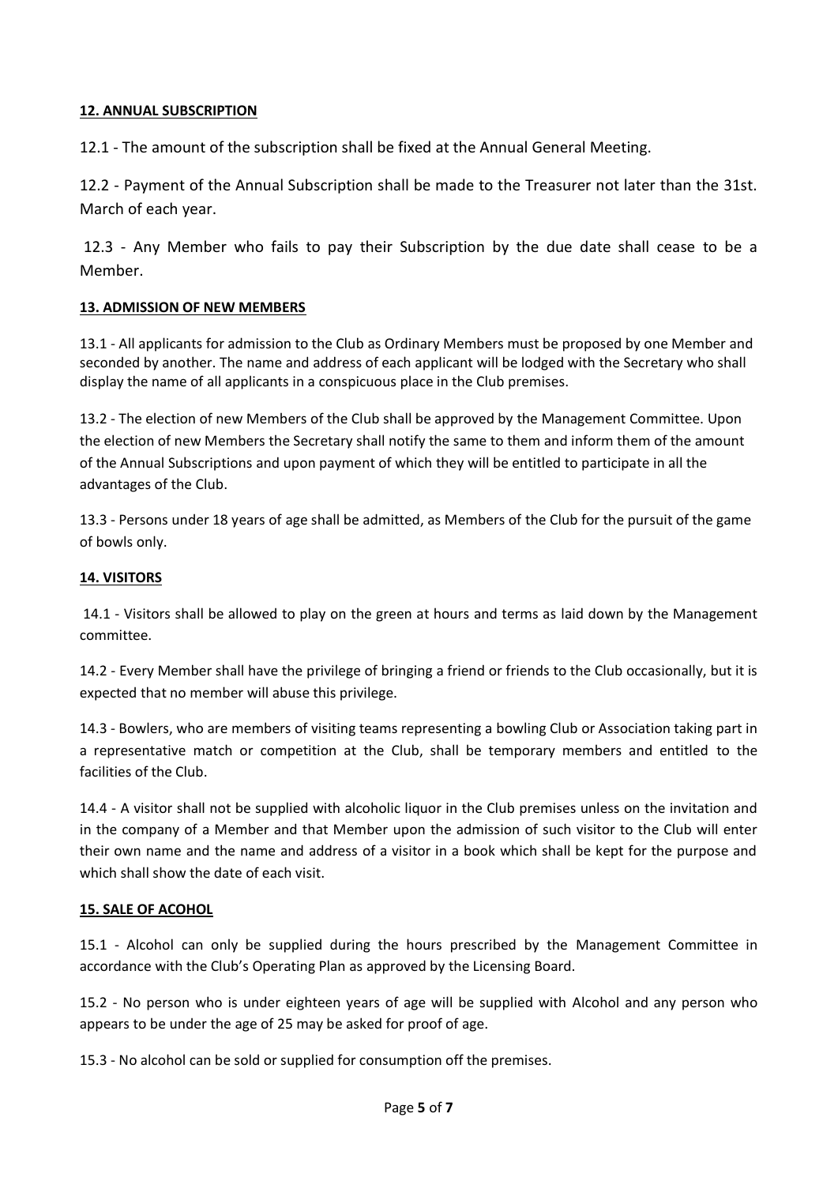**12. ANNUAL SUBSCRIPTION**

12.1 - The amount of the subscription shall be fixed at the Annual General Meeting.

12.2 - Payment of the Annual Subscription shall be made to the Treasurer not later than the 31st. March of each year.

12.3 - Any Member who fails to pay their Subscription by the due date shall cease to be a Member.

**13. ADMISSION OF NEW MEMBERS**

13.1 - All applicants for admission to the Club as Ordinary Members must be proposed by one Member and seconded by another. The name and address of each applicant will be lodged with the Secretary who shall display the name of all applicants in a conspicuous place in the Club premises.

13.2 - The election of new Members of the Club shall be approved by the Management Committee. Upon the election of new Members the Secretary shall notify the same to them and inform them of the amount of the Annual Subscriptions and upon payment of which they will be entitled to participate in all the advantages of the Club.

13.3 - Persons under 18 years of age shall be admitted, as Members of the Club for the pursuit of the game of bowls only.

**14. VISITORS**

14.1 - Visitors shall be allowed to play on the green at hours and terms as laid down by the Management committee.

14.2 - Every Member shall have the privilege of bringing a friend or friends to the Club occasionally, but it is expected that no member will abuse this privilege.

14.3 - Bowlers, who are members of visiting teams representing a bowling Club or Association taking part in a representative match or competition at the Club, shall be temporary members and entitled to the facilities of the Club.

14.4 - A visitor shall not be supplied with alcoholic liquor in the Club premises unless on the invitation and in the company of a Member and that Member upon the admission of such visitor to the Club will enter their own name and the name and address of a visitor in a book which shall be kept for the purpose and which shall show the date of each visit.

**15. SALE OF ACOHOL**

15.1 - Alcohol can only be supplied during the hours prescribed by the Management Committee in accordance with the Club's Operating Plan as approved by the Licensing Board.

15.2 - No person who is under eighteen years of age will be supplied with Alcohol and any person who appears to be under the age of 25 may be asked for proof of age.

15.3 - No alcohol can be sold or supplied for consumption off the premises.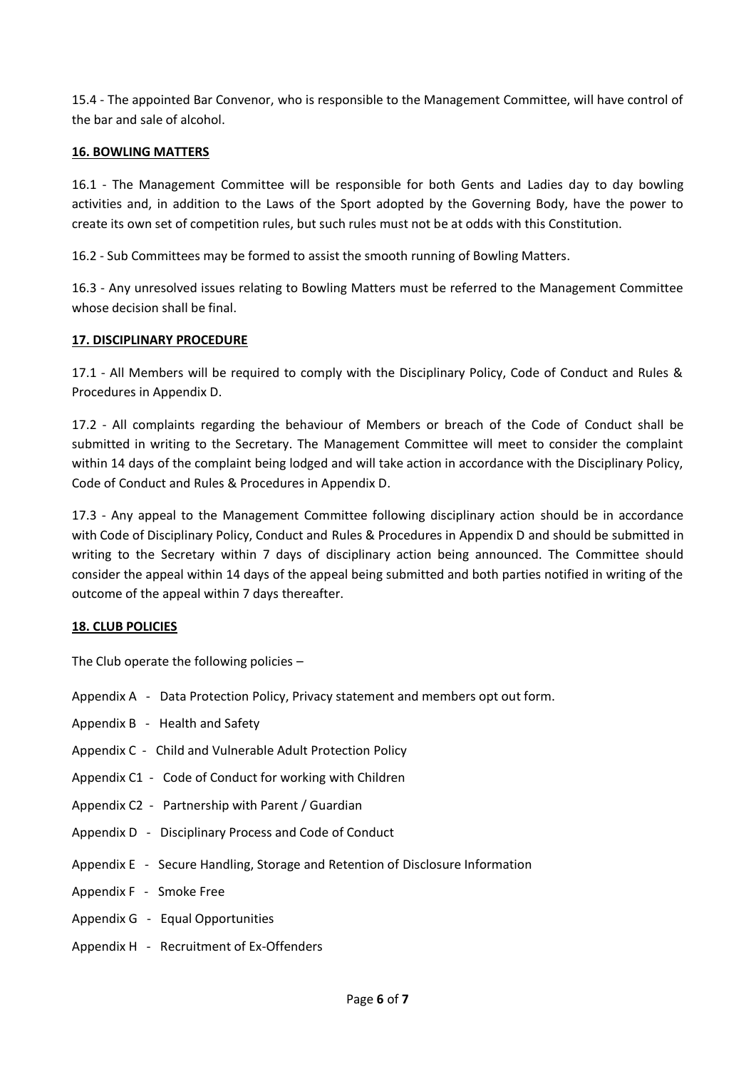15.4 - The appointed Bar Convenor, who is responsible to the Management Committee, will have control of the bar and sale of alcohol.

## 16. BOWLING MATTERS

16.1 - The Management Committee will be responsible for both Gents and Ladies day to day bowling activities and, in addition to the Laws of the Sport adopted by the Governing Body, have the power to create its own set of competition rules, but such rules must not be at odds with this Constitution.

16.2 - Sub Committees may be formed to assist the smooth running of Bowling Matters.

16.3 - Any unresolved issues relating to Bowling Matters must be referred to the Management Committee whose decision shall be final.

## 17. DISCIPLINARY PROCEDURE

17.1 - All Members will be required to comply with the Disciplinary Policy, Code of Conduct and Rules & Procedures in Appendix D.

17.2 - All complaints regarding the behaviour of Members or breach of the Code of Conduct shall be submitted in writing to the Secretary. The Management Committee will meet to consider the complaint within 14 days of the complaint being lodged and will take action in accordance with the Disciplinary Policy, Code of Conduct and Rules & Procedures in Appendix D.

17.3 - Any appeal to the Management Committee following disciplinary action should be in accordance with Code of Disciplinary Policy, Conduct and Rules & Procedures in Appendix D and should be submitted in writing to the Secretary within 7 days of disciplinary action being announced. The Committee should consider the appeal within 14 days of the appeal being submitted and both parties notified in writing of the outcome of the appeal within 7 days thereafter.

## 18. CLUB POLICIES

The Club operate the following policies –

Appendix A - Data Protection Policy, Privacy statement and members opt out form.

Appendix B - Health and Safety

Appendix C - Child and Vulnerable Adult Protection Policy

Appendix C1 - Code of Conduct for working with Children

Appendix C2 - Partnership with Parent / Guardian

Appendix D - Disciplinary Process and Code of Conduct

Appendix E - Secure Handling, Storage and Retention of Disclosure Information

Appendix F - Smoke Free

Appendix G - Equal Opportunities

Appendix H - Recruitment of Ex-Offenders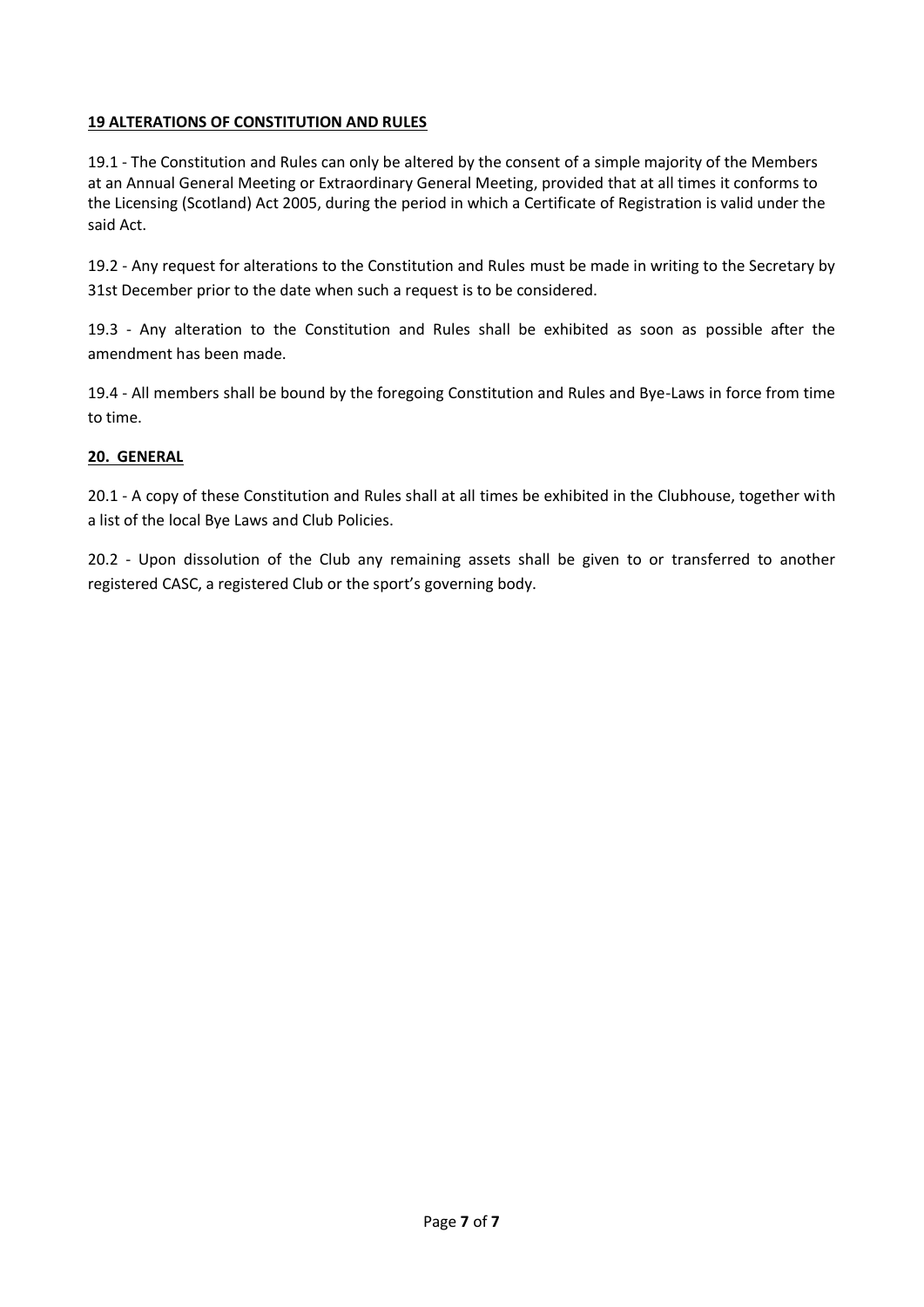**19 ALTERATIONS OF CONSTITUTION AND RULES**

19.1 - The Constitution and Rules can only be altered by the consent of a simple majority of the Members at an Annual General Meeting or Extraordinary General Meeting, provided that at all times it conforms to the Licensing (Scotland) Act 2005, during the period in which a Certificate of Registration is valid under the said Act.

19.2 - Any request for alterations to the Constitution and Rules must be made in writing to the Secretary by 31st December prior to the date when such a request is to be considered.

19.3 - Any alteration to the Constitution and Rules shall be exhibited as soon as possible after the amendment has been made.

19.4 - All members shall be bound by the foregoing Constitution and Rules and Bye-Laws in force from time to time.

**20. GENERAL**

20.1 - A copy of these Constitution and Rules shall at all times be exhibited in the Clubhouse, together with a list of the local Bye Laws and Club Policies.

20.2 - Upon dissolution of the Club any remaining assets shall be given to or transferred to another registered CASC, a registered Club or the sport's governing body.